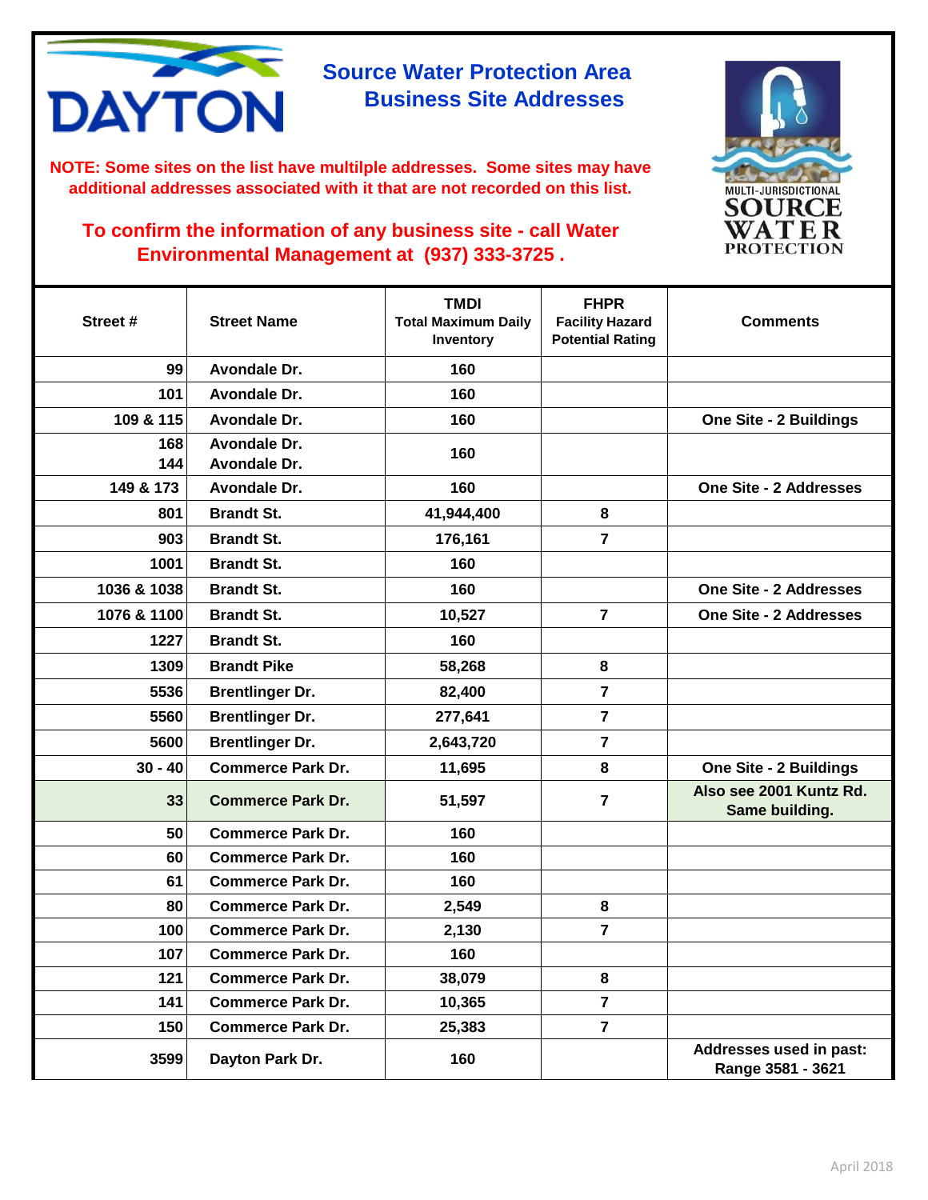# Source Water Protection Area Business Site Addresses

**NOTE: Some sites on the list have multilple addresses. Some sites may have additional addresses associated with it that are not recorded on this list.**

**To confirm the information of any business site - call Water Environmental Management at (937) 333-3725 .**

| Street # | Street Name | TMDI Total Maximum Daily Inventory | FHPR Facility Hazard Potential Rating | Comments |
|---|---|---|---|---|
| 99 | Avondale Dr. | 160 | | |
| 101 | Avondale Dr. | 160 | | |
| 109 & 115 | Avondale Dr. | 160 | | One Site - 2 Buildings |
| 168<br>144 | Avondale Dr.<br>Avondale Dr. | 160 | | |
| 149 & 173 | Avondale Dr. | 160 | | One Site - 2 Addresses |
| 801 | Brandt St. | 41,944,400 | 8 | |
| 903 | Brandt St. | 176,161 | 7 | |
| 1001 | Brandt St. | 160 | | |
| 1036 & 1038 | Brandt St. | 160 | | One Site - 2 Addresses |
| 1076 & 1100 | Brandt St. | 10,527 | 7 | One Site - 2 Addresses |
| 1227 | Brandt St. | 160 | | |
| 1309 | Brandt Pike | 58,268 | 8 | |
| 5536 | Brentlinger Dr. | 82,400 | 7 | |
| 5560 | Brentlinger Dr. | 277,641 | 7 | |
| 5600 | Brentlinger Dr. | 2,643,720 | 7 | |
| 30 - 40 | Commerce Park Dr. | 11,695 | 8 | One Site - 2 Buildings |
| 33 | Commerce Park Dr. | 51,597 | 7 | Also see 2001 Kuntz Rd. Same building. |
| 50 | Commerce Park Dr. | 160 | | |
| 60 | Commerce Park Dr. | 160 | | |
| 61 | Commerce Park Dr. | 160 | | |
| 80 | Commerce Park Dr. | 2,549 | 8 | |
| 100 | Commerce Park Dr. | 2,130 | 7 | |
| 107 | Commerce Park Dr. | 160 | | |
| 121 | Commerce Park Dr. | 38,079 | 8 | |
| 141 | Commerce Park Dr. | 10,365 | 7 | |
| 150 | Commerce Park Dr. | 25,383 | 7 | |
| 3599 | Dayton Park Dr. | 160 | | Addresses used in past: Range 3581 - 3621 |

April 2018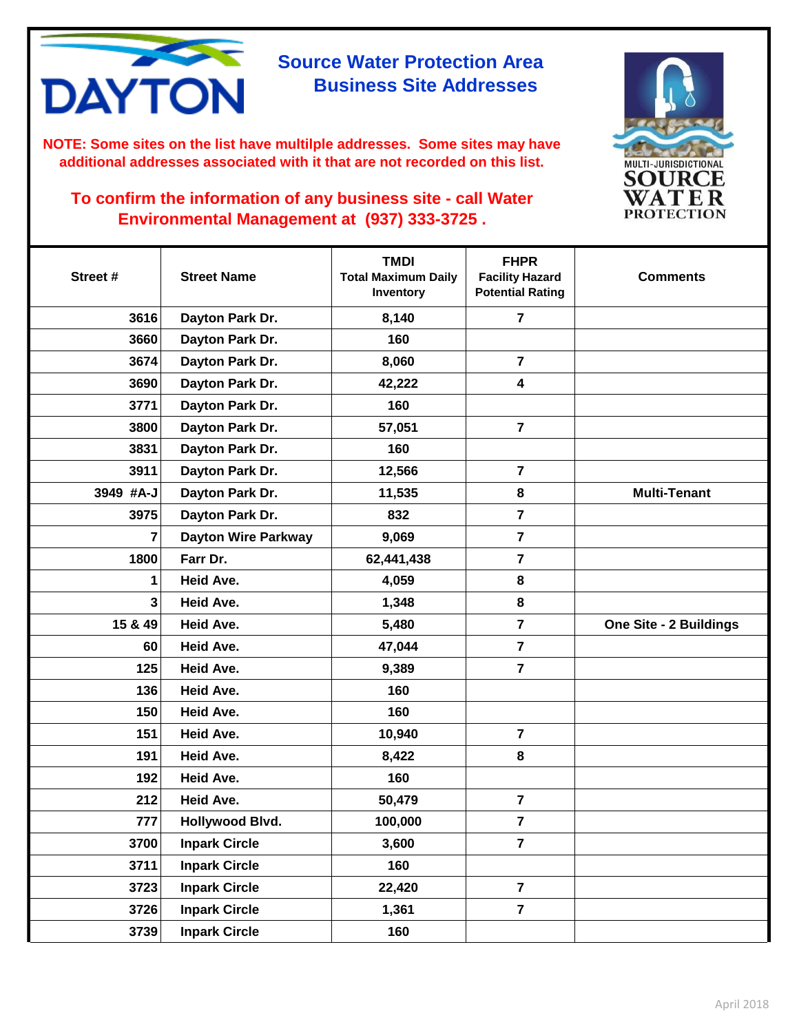# Source Water Protection Area Business Site Addresses

**NOTE: Some sites on the list have multilple addresses. Some sites may have additional addresses associated with it that are not recorded on this list.**

**To confirm the information of any business site - call Water Environmental Management at (937) 333-3725 .**

MULTI-JURISDICTIONAL SOURCE WATER PROTECTION

| Street # | Street Name | TMDI Total Maximum Daily Inventory | FHPR Facility Hazard Potential Rating | Comments |
|---|---|---|---|---|
| 3616 | Dayton Park Dr. | 8,140 | 7 | |
| 3660 | Dayton Park Dr. | 160 | | |
| 3674 | Dayton Park Dr. | 8,060 | 7 | |
| 3690 | Dayton Park Dr. | 42,222 | 4 | |
| 3771 | Dayton Park Dr. | 160 | | |
| 3800 | Dayton Park Dr. | 57,051 | 7 | |
| 3831 | Dayton Park Dr. | 160 | | |
| 3911 | Dayton Park Dr. | 12,566 | 7 | |
| 3949 #A-J | Dayton Park Dr. | 11,535 | 8 | Multi-Tenant |
| 3975 | Dayton Park Dr. | 832 | 7 | |
| 7 | Dayton Wire Parkway | 9,069 | 7 | |
| 1800 | Farr Dr. | 62,441,438 | 7 | |
| 1 | Heid Ave. | 4,059 | 8 | |
| 3 | Heid Ave. | 1,348 | 8 | |
| 15 & 49 | Heid Ave. | 5,480 | 7 | One Site - 2 Buildings |
| 60 | Heid Ave. | 47,044 | 7 | |
| 125 | Heid Ave. | 9,389 | 7 | |
| 136 | Heid Ave. | 160 | | |
| 150 | Heid Ave. | 160 | | |
| 151 | Heid Ave. | 10,940 | 7 | |
| 191 | Heid Ave. | 8,422 | 8 | |
| 192 | Heid Ave. | 160 | | |
| 212 | Heid Ave. | 50,479 | 7 | |
| 777 | Hollywood Blvd. | 100,000 | 7 | |
| 3700 | Inpark Circle | 3,600 | 7 | |
| 3711 | Inpark Circle | 160 | | |
| 3723 | Inpark Circle | 22,420 | 7 | |
| 3726 | Inpark Circle | 1,361 | 7 | |
| 3739 | Inpark Circle | 160 | | |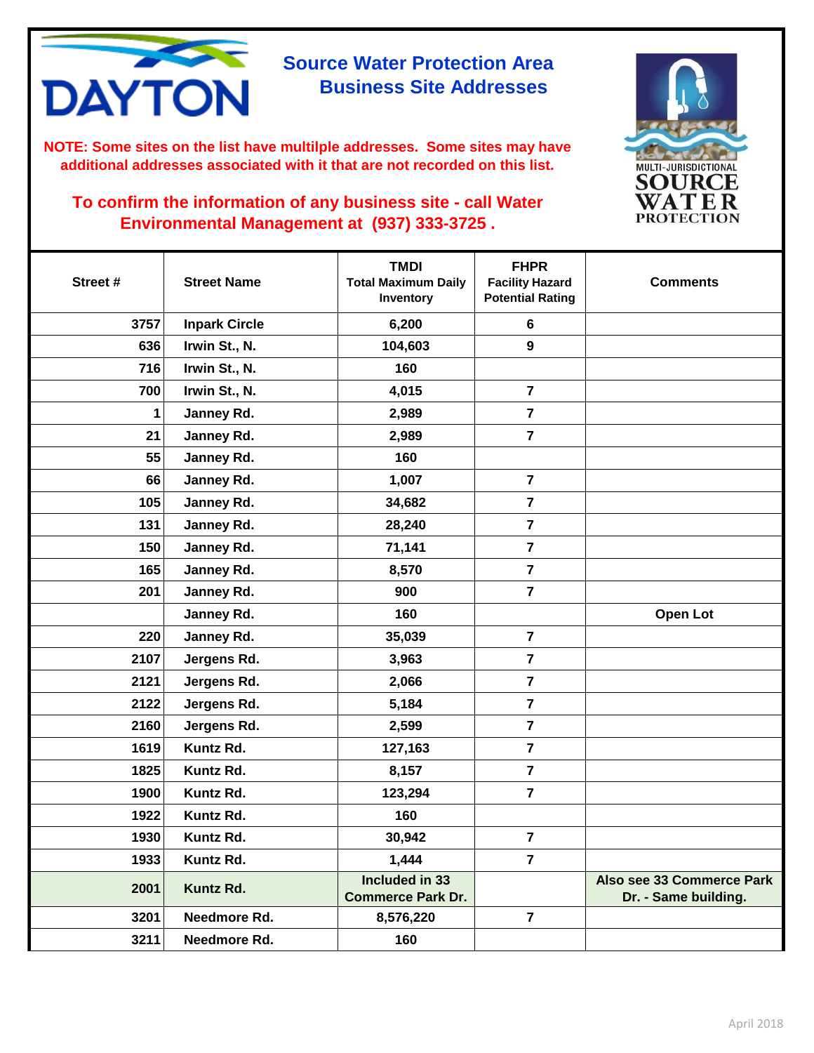# Source Water Protection Area Business Site Addresses

**NOTE: Some sites on the list have multilple addresses. Some sites may have additional addresses associated with it that are not recorded on this list.**

**To confirm the information of any business site - call Water Environmental Management at (937) 333-3725 .**

| Street # | Street Name | TMDI Total Maximum Daily Inventory | FHPR Facility Hazard Potential Rating | Comments |
|---|---|---|---|---|
| 3757 | Inpark Circle | 6,200 | 6 | |
| 636 | Irwin St., N. | 104,603 | 9 | |
| 716 | Irwin St., N. | 160 | | |
| 700 | Irwin St., N. | 4,015 | 7 | |
| 1 | Janney Rd. | 2,989 | 7 | |
| 21 | Janney Rd. | 2,989 | 7 | |
| 55 | Janney Rd. | 160 | | |
| 66 | Janney Rd. | 1,007 | 7 | |
| 105 | Janney Rd. | 34,682 | 7 | |
| 131 | Janney Rd. | 28,240 | 7 | |
| 150 | Janney Rd. | 71,141 | 7 | |
| 165 | Janney Rd. | 8,570 | 7 | |
| 201 | Janney Rd. | 900 | 7 | |
| | Janney Rd. | 160 | | Open Lot |
| 220 | Janney Rd. | 35,039 | 7 | |
| 2107 | Jergens Rd. | 3,963 | 7 | |
| 2121 | Jergens Rd. | 2,066 | 7 | |
| 2122 | Jergens Rd. | 5,184 | 7 | |
| 2160 | Jergens Rd. | 2,599 | 7 | |
| 1619 | Kuntz Rd. | 127,163 | 7 | |
| 1825 | Kuntz Rd. | 8,157 | 7 | |
| 1900 | Kuntz Rd. | 123,294 | 7 | |
| 1922 | Kuntz Rd. | 160 | | |
| 1930 | Kuntz Rd. | 30,942 | 7 | |
| 1933 | Kuntz Rd. | 1,444 | 7 | |
| 2001 | Kuntz Rd. | Included in 33 Commerce Park Dr. | | Also see 33 Commerce Park Dr. - Same building. |
| 3201 | Needmore Rd. | 8,576,220 | 7 | |
| 3211 | Needmore Rd. | 160 | | |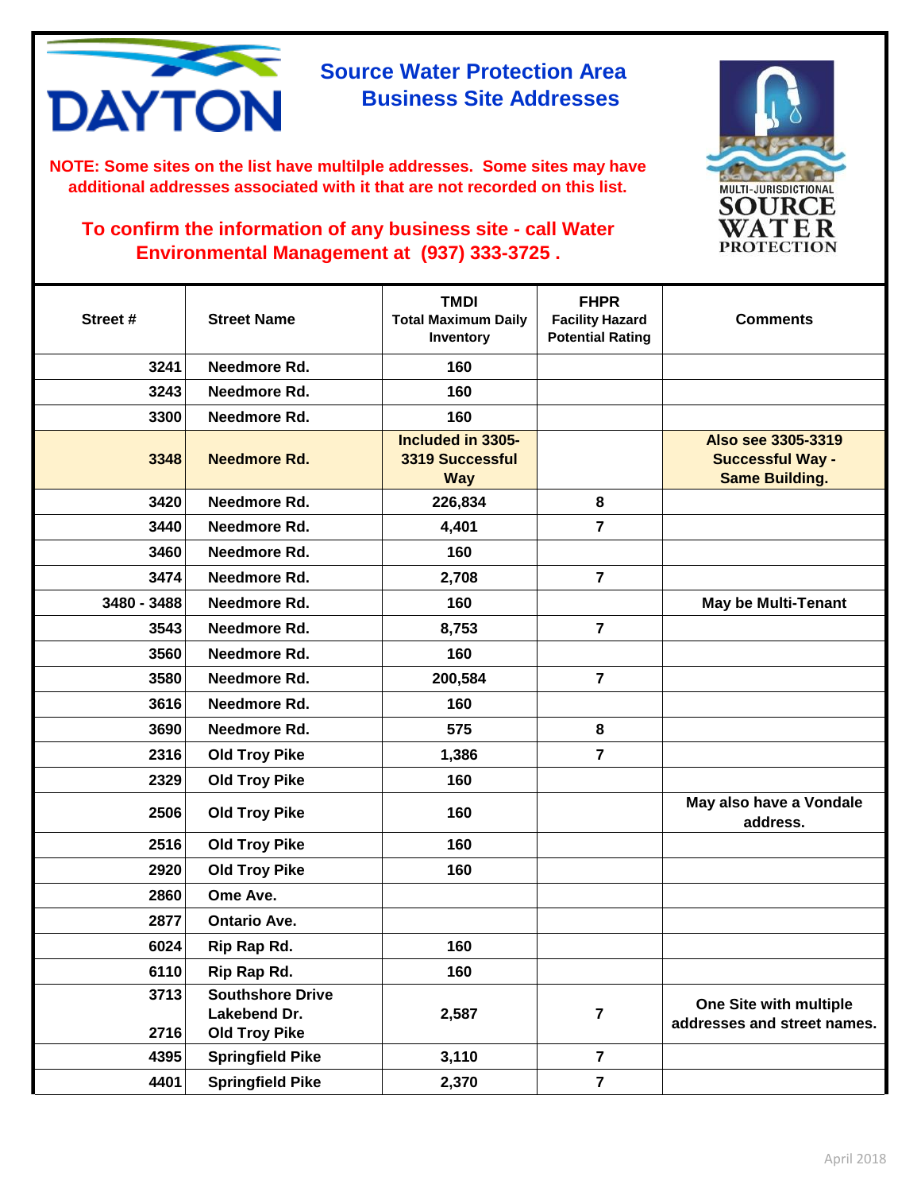# Source Water Protection Area Business Site Addresses

**NOTE: Some sites on the list have multilple addresses. Some sites may have additional addresses associated with it that are not recorded on this list.**

**To confirm the information of any business site - call Water Environmental Management at (937) 333-3725 .**

| Street # | Street Name | TMDI Total Maximum Daily Inventory | FHPR Facility Hazard Potential Rating | Comments |
|---|---|---|---|---|
| 3241 | Needmore Rd. | 160 | | |
| 3243 | Needmore Rd. | 160 | | |
| 3300 | Needmore Rd. | 160 | | |
| 3348 | Needmore Rd. | Included in 3305-3319 Successful Way | | Also see 3305-3319 Successful Way - Same Building. |
| 3420 | Needmore Rd. | 226,834 | 8 | |
| 3440 | Needmore Rd. | 4,401 | 7 | |
| 3460 | Needmore Rd. | 160 | | |
| 3474 | Needmore Rd. | 2,708 | 7 | |
| 3480 - 3488 | Needmore Rd. | 160 | | May be Multi-Tenant |
| 3543 | Needmore Rd. | 8,753 | 7 | |
| 3560 | Needmore Rd. | 160 | | |
| 3580 | Needmore Rd. | 200,584 | 7 | |
| 3616 | Needmore Rd. | 160 | | |
| 3690 | Needmore Rd. | 575 | 8 | |
| 2316 | Old Troy Pike | 1,386 | 7 | |
| 2329 | Old Troy Pike | 160 | | |
| 2506 | Old Troy Pike | 160 | | May also have a Vondale address. |
| 2516 | Old Troy Pike | 160 | | |
| 2920 | Old Troy Pike | 160 | | |
| 2860 | Ome Ave. | | | |
| 2877 | Ontario Ave. | | | |
| 6024 | Rip Rap Rd. | 160 | | |
| 6110 | Rip Rap Rd. | 160 | | |
| 3713<br>2716 | Southshore Drive<br>Lakebend Dr.<br>Old Troy Pike | 2,587 | 7 | One Site with multiple addresses and street names. |
| 4395 | Springfield Pike | 3,110 | 7 | |
| 4401 | Springfield Pike | 2,370 | 7 | |

April 2018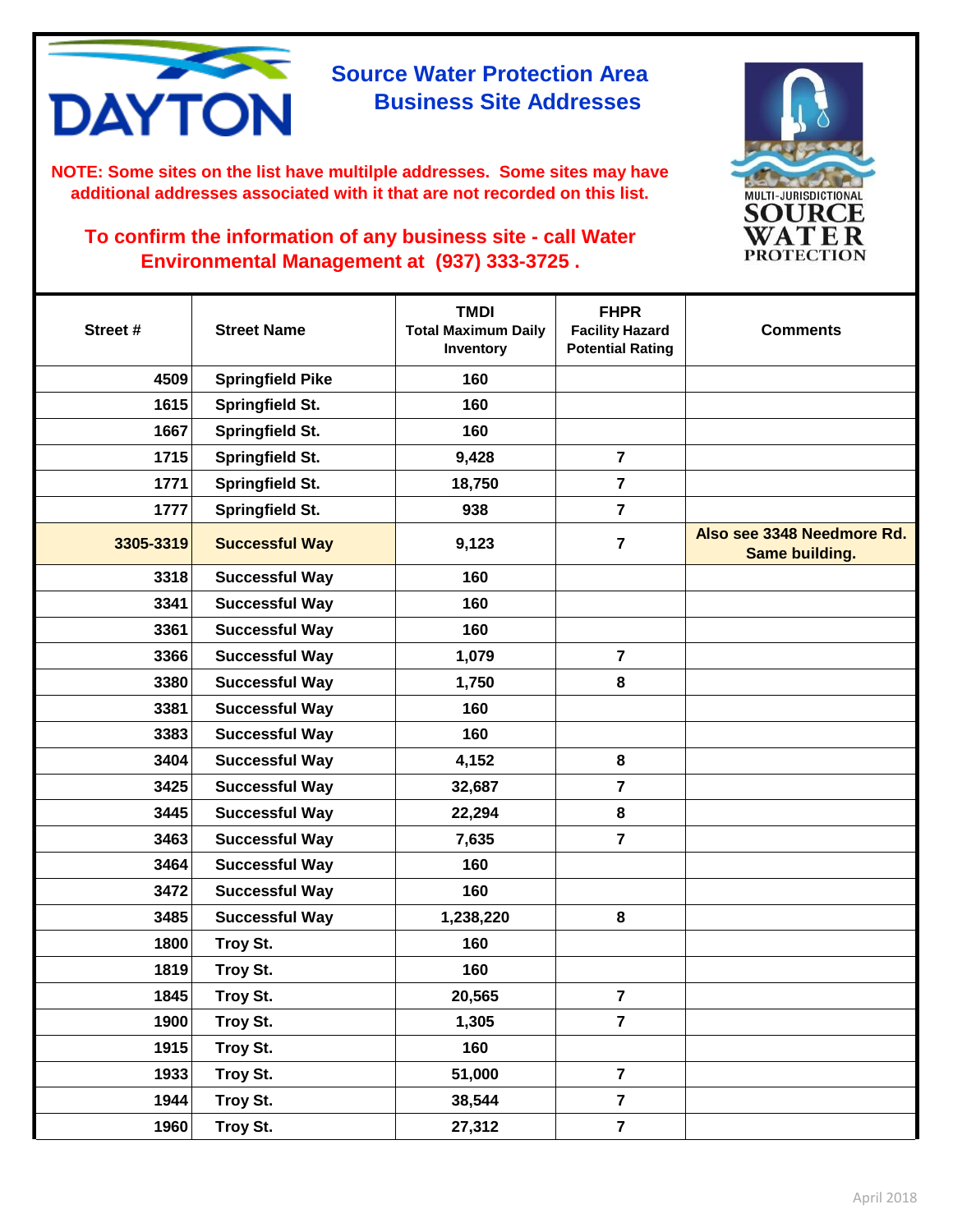# Source Water Protection Area Business Site Addresses

**NOTE: Some sites on the list have multilple addresses. Some sites may have additional addresses associated with it that are not recorded on this list.**

**To confirm the information of any business site - call Water Environmental Management at (937) 333-3725 .**

| Street # | Street Name | TMDI Total Maximum Daily Inventory | FHPR Facility Hazard Potential Rating | Comments |
|---|---|---|---|---|
| 4509 | Springfield Pike | 160 | | |
| 1615 | Springfield St. | 160 | | |
| 1667 | Springfield St. | 160 | | |
| 1715 | Springfield St. | 9,428 | 7 | |
| 1771 | Springfield St. | 18,750 | 7 | |
| 1777 | Springfield St. | 938 | 7 | |
| 3305-3319 | Successful Way | 9,123 | 7 | Also see 3348 Needmore Rd. Same building. |
| 3318 | Successful Way | 160 | | |
| 3341 | Successful Way | 160 | | |
| 3361 | Successful Way | 160 | | |
| 3366 | Successful Way | 1,079 | 7 | |
| 3380 | Successful Way | 1,750 | 8 | |
| 3381 | Successful Way | 160 | | |
| 3383 | Successful Way | 160 | | |
| 3404 | Successful Way | 4,152 | 8 | |
| 3425 | Successful Way | 32,687 | 7 | |
| 3445 | Successful Way | 22,294 | 8 | |
| 3463 | Successful Way | 7,635 | 7 | |
| 3464 | Successful Way | 160 | | |
| 3472 | Successful Way | 160 | | |
| 3485 | Successful Way | 1,238,220 | 8 | |
| 1800 | Troy St. | 160 | | |
| 1819 | Troy St. | 160 | | |
| 1845 | Troy St. | 20,565 | 7 | |
| 1900 | Troy St. | 1,305 | 7 | |
| 1915 | Troy St. | 160 | | |
| 1933 | Troy St. | 51,000 | 7 | |
| 1944 | Troy St. | 38,544 | 7 | |
| 1960 | Troy St. | 27,312 | 7 | |

April 2018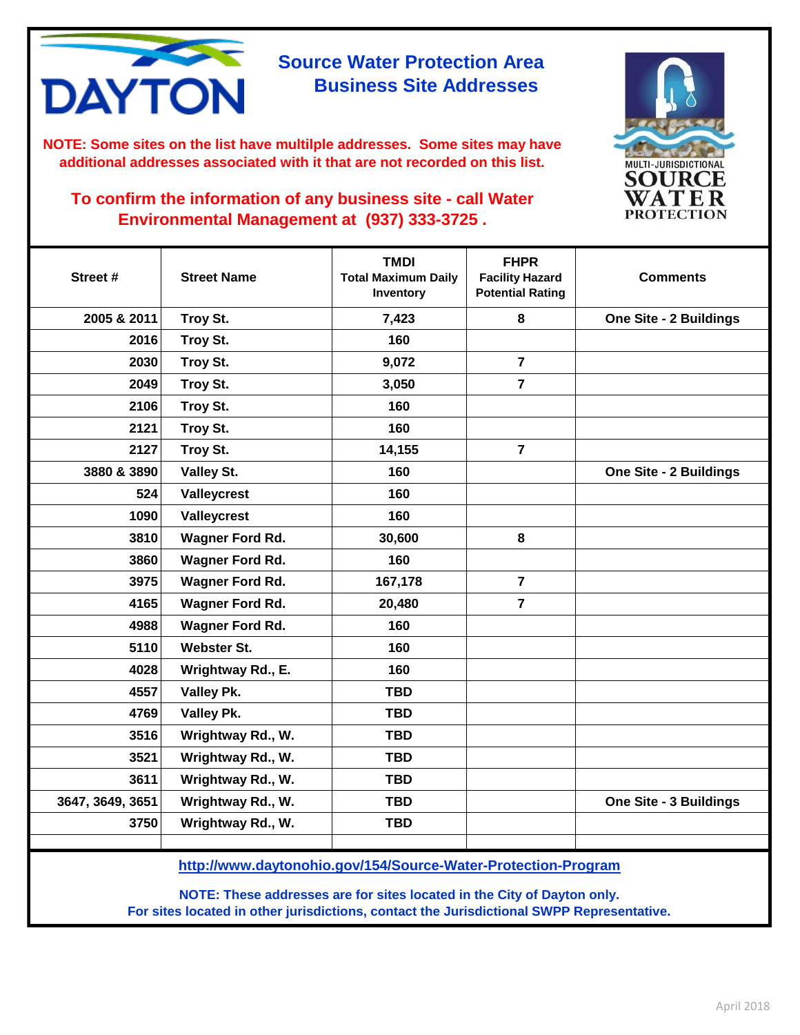# Source Water Protection Area Business Site Addresses

**NOTE: Some sites on the list have multilple addresses. Some sites may have additional addresses associated with it that are not recorded on this list.**

**To confirm the information of any business site - call Water Environmental Management at (937) 333-3725 .**

MULTI-JURISDICTIONAL SOURCE WATER PROTECTION

| Street # | Street Name | TMDI Total Maximum Daily Inventory | FHPR Facility Hazard Potential Rating | Comments |
|---|---|---|---|---|
| 2005 & 2011 | Troy St. | 7,423 | 8 | One Site - 2 Buildings |
| 2016 | Troy St. | 160 | | |
| 2030 | Troy St. | 9,072 | 7 | |
| 2049 | Troy St. | 3,050 | 7 | |
| 2106 | Troy St. | 160 | | |
| 2121 | Troy St. | 160 | | |
| 2127 | Troy St. | 14,155 | 7 | |
| 3880 & 3890 | Valley St. | 160 | | One Site - 2 Buildings |
| 524 | Valleycrest | 160 | | |
| 1090 | Valleycrest | 160 | | |
| 3810 | Wagner Ford Rd. | 30,600 | 8 | |
| 3860 | Wagner Ford Rd. | 160 | | |
| 3975 | Wagner Ford Rd. | 167,178 | 7 | |
| 4165 | Wagner Ford Rd. | 20,480 | 7 | |
| 4988 | Wagner Ford Rd. | 160 | | |
| 5110 | Webster St. | 160 | | |
| 4028 | Wrightway Rd., E. | 160 | | |
| 4557 | Valley Pk. | TBD | | |
| 4769 | Valley Pk. | TBD | | |
| 3516 | Wrightway Rd., W. | TBD | | |
| 3521 | Wrightway Rd., W. | TBD | | |
| 3611 | Wrightway Rd., W. | TBD | | |
| 3647, 3649, 3651 | Wrightway Rd., W. | TBD | | One Site - 3 Buildings |
| 3750 | Wrightway Rd., W. | TBD | | |
| | | | | |

http://www.daytonohio.gov/154/Source-Water-Protection-Program

**NOTE: These addresses are for sites located in the City of Dayton only.**
**For sites located in other jurisdictions, contact the Jurisdictional SWPP Representative.**

April 2018